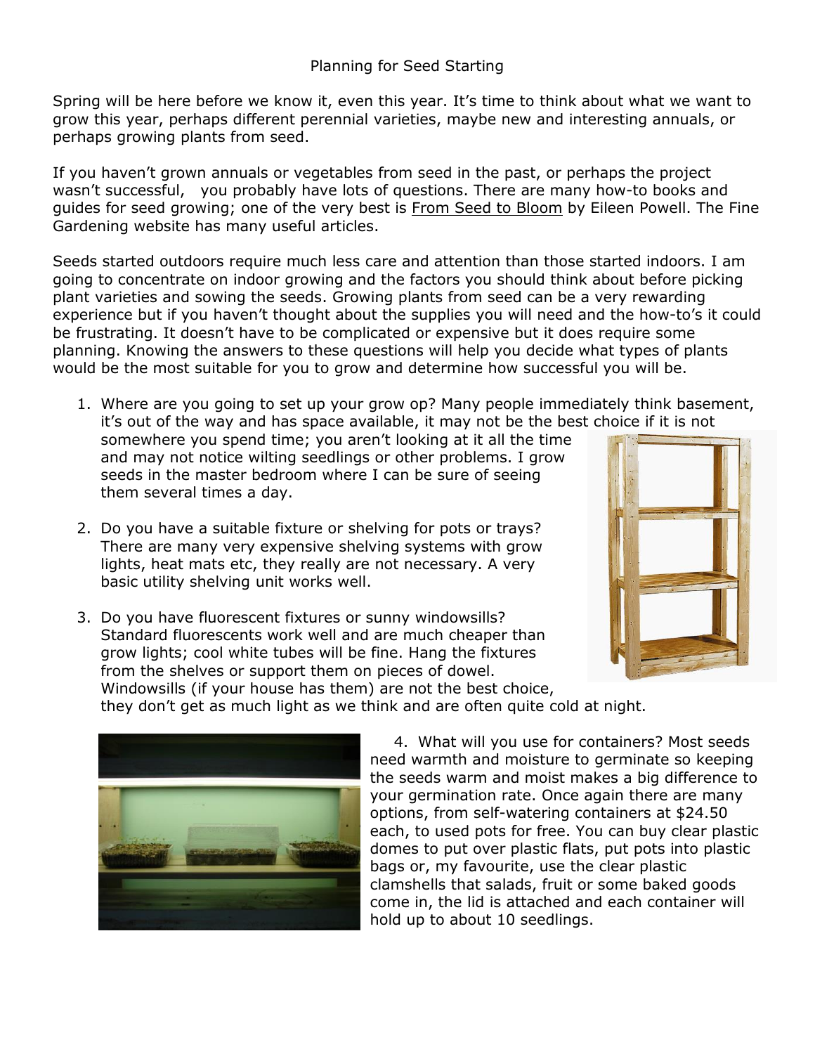# Planning for Seed Starting

Spring will be here before we know it, even this year. It's time to think about what we want to grow this year, perhaps different perennial varieties, maybe new and interesting annuals, or perhaps growing plants from seed.

If you haven't grown annuals or vegetables from seed in the past, or perhaps the project wasn't successful, you probably have lots of questions. There are many how-to books and guides for seed growing; one of the very best is From Seed to Bloom by Eileen Powell. The Fine Gardening website has many useful articles.

Seeds started outdoors require much less care and attention than those started indoors. I am going to concentrate on indoor growing and the factors you should think about before picking plant varieties and sowing the seeds. Growing plants from seed can be a very rewarding experience but if you haven't thought about the supplies you will need and the how-to's it could be frustrating. It doesn't have to be complicated or expensive but it does require some planning. Knowing the answers to these questions will help you decide what types of plants would be the most suitable for you to grow and determine how successful you will be.

1. Where are you going to set up your grow op? Many people immediately think basement, it's out of the way and has space available, it may not be the best choice if it is not somewhere you spend time; you aren't looking at it all the time and may not notice wilting seedlings or other problems. I grow seeds in the master bedroom where I can be sure of seeing them several times a day.

2. Do you have a suitable fixture or shelving for pots or trays? There are many very expensive shelving systems with grow lights, heat mats etc, they really are not necessary. A very basic utility shelving unit works well.

3. Do you have fluorescent fixtures or sunny windowsills? Standard fluorescents work well and are much cheaper than grow lights; cool white tubes will be fine. Hang the fixtures from the shelves or support them on pieces of dowel. Windowsills (if your house has them) are not the best choice, they don't get as much light as we think and are often quite cold at night.

4. What will you use for containers? Most seeds need warmth and moisture to germinate so keeping the seeds warm and moist makes a big difference to your germination rate. Once again there are many options, from self-watering containers at $24.50 each, to used pots for free. You can buy clear plastic domes to put over plastic flats, put pots into plastic bags or, my favourite, use the clear plastic clamshells that salads, fruit or some baked goods come in, the lid is attached and each container will hold up to about 10 seedlings.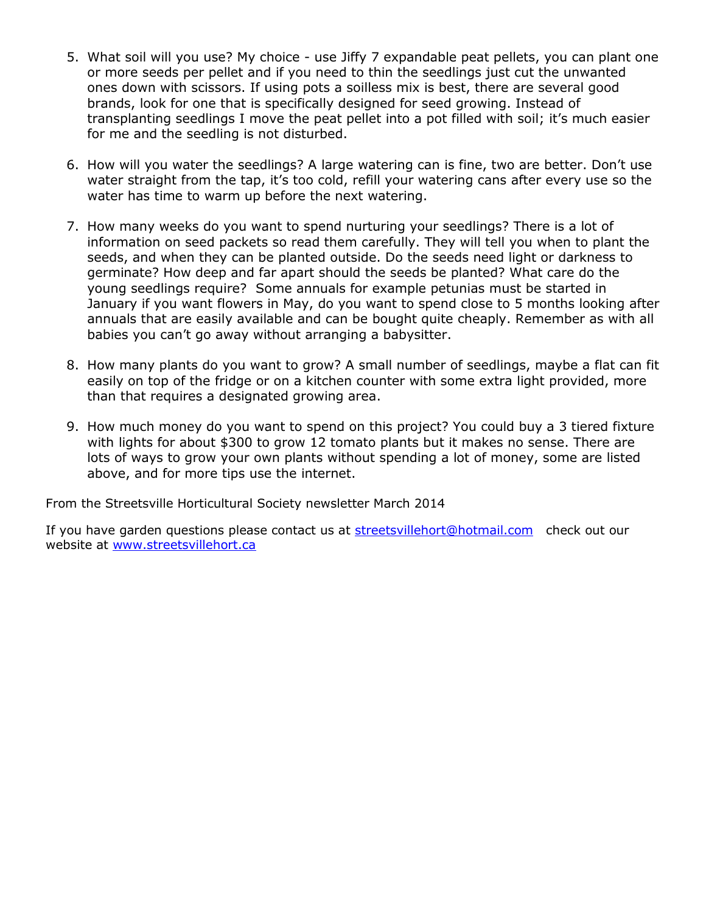5. What soil will you use? My choice - use Jiffy 7 expandable peat pellets, you can plant one or more seeds per pellet and if you need to thin the seedlings just cut the unwanted ones down with scissors. If using pots a soilless mix is best, there are several good brands, look for one that is specifically designed for seed growing. Instead of transplanting seedlings I move the peat pellet into a pot filled with soil; it's much easier for me and the seedling is not disturbed.

6. How will you water the seedlings? A large watering can is fine, two are better. Don't use water straight from the tap, it's too cold, refill your watering cans after every use so the water has time to warm up before the next watering.

7. How many weeks do you want to spend nurturing your seedlings? There is a lot of information on seed packets so read them carefully. They will tell you when to plant the seeds, and when they can be planted outside. Do the seeds need light or darkness to germinate? How deep and far apart should the seeds be planted? What care do the young seedlings require? Some annuals for example petunias must be started in January if you want flowers in May, do you want to spend close to 5 months looking after annuals that are easily available and can be bought quite cheaply. Remember as with all babies you can't go away without arranging a babysitter.

8. How many plants do you want to grow? A small number of seedlings, maybe a flat can fit easily on top of the fridge or on a kitchen counter with some extra light provided, more than that requires a designated growing area.

9. How much money do you want to spend on this project? You could buy a 3 tiered fixture with lights for about $300 to grow 12 tomato plants but it makes no sense. There are lots of ways to grow your own plants without spending a lot of money, some are listed above, and for more tips use the internet.

From the Streetsville Horticultural Society newsletter March 2014

If you have garden questions please contact us at [streetsvillehort@hotmail.com](mailto:streetsvillehort@hotmail.com) check out our website at [www.streetsvillehort.ca](http://www.streetsvillehort.ca)